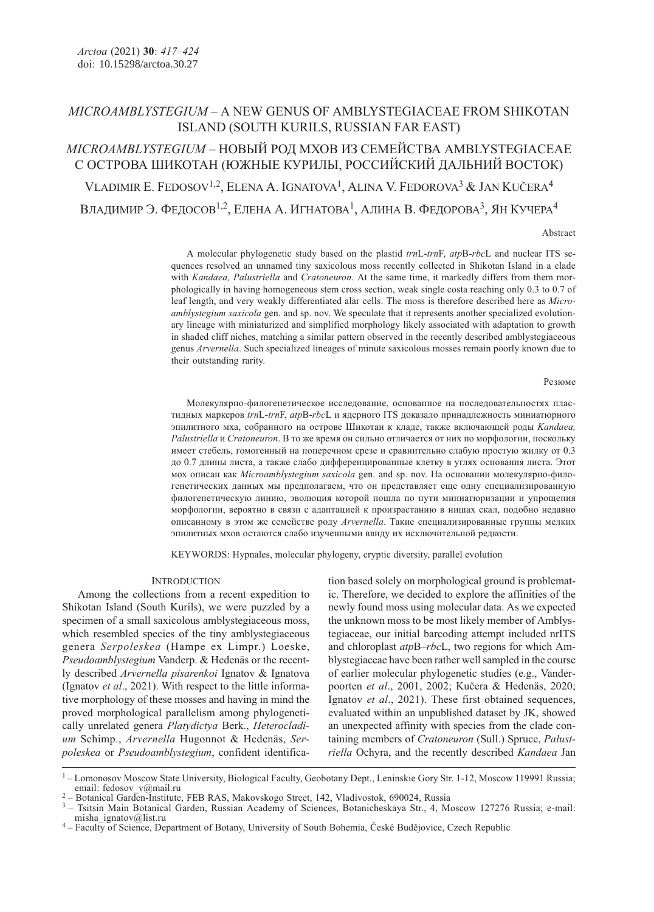# *MICROAMBLYSTEGIUM* – A NEW GENUS OF AMBLYSTEGIACEAE FROM SHIKOTAN ISLAND (SOUTH KURILS, RUSSIAN FAR EAST)

# *MICROAMBLYSTEGIUM* – НОВЫЙ РОД МХОВ ИЗ СЕМЕЙСТВА AMBLYSTEGIACEAE С ОСТРОВА ШИКОТАН (ЮЖНЫЕ КУРИЛЫ, РОССИЙСКИЙ ДАЛЬНИЙ ВОСТОК)

VLADIMIR E. FEDOSOV[1,2], ELENA A. IGNATOVA[1], ALINA V. FEDOROVA[3] & JAN KUČERA[4]

ВЛАДИМИР Э. ФЕДОСОВ[1,2], ЕЛЕНА А. ИГНАТОВА[1], АЛИНА В. ФЕДОРОВА[3], ЯН КУЧЕРА[4]

Abstract

A molecular phylogenetic study based on the plastid *trn*L-*trn*F, *atp*B-*rbc*L and nuclear ITS sequences resolved an unnamed tiny saxicolous moss recently collected in Shikotan Island in a clade with *Kandaea, Palustriella* and *Cratoneuron*. At the same time, it markedly differs from them morphologically in having homogeneous stem cross section, weak single costa reaching only 0.3 to 0.7 of leaf length, and very weakly differentiated alar cells. The moss is therefore described here as *Microamblystegium saxicola* gen. and sp. nov. We speculate that it represents another specialized evolutionary lineage with miniaturized and simplified morphology likely associated with adaptation to growth in shaded cliff niches, matching a similar pattern observed in the recently described amblystegiaceous genus *Arvernella*. Such specialized lineages of minute saxicolous mosses remain poorly known due to their outstanding rarity.

Резюме

Молекулярно-филогенетическое исследование, основанное на последовательностях пластидных маркеров *trn*L-*trn*F, *atp*B-*rbc*L и ядерного ITS доказало принадлежность миниатюрного эпилитного мха, собранного на острове Шикотан к кладе, также включающей роды *Kandaea, Palustriella* и *Cratoneuron*. В то же время он сильно отличается от них по морфологии, поскольку имеет стебель, гомогенный на поперечном срезе и сравнительно слабую простую жилку от 0.3 до 0.7 длины листа, а также слабо дифференцированные клетку в углях основания листа. Этот мох описан как *Microamblystegium saxicola* gen. and sp. nov. На основании молекулярно-филогенетических данных мы предполагаем, что он представляет еще одну специализированную филогенетическую линию, эволюция которой пошла по пути миниатюризации и упрощения морфологии, вероятно в связи с адаптацией к произрастанию в нишах скал, подобно недавно описанному в этом же семействе роду *Arvernella*. Такие специализированные группы мелких эпилитных мхов остаются слабо изученными ввиду их исключительной редкости.

KEYWORDS: Hypnales, molecular phylogeny, cryptic diversity, parallel evolution

## INTRODUCTION

Among the collections from a recent expedition to Shikotan Island (South Kurils), we were puzzled by a specimen of a small saxicolous amblystegiaceous moss, which resembled species of the tiny amblystegiaceous genera *Serpoleskea* (Hampe ex Limpr.) Loeske, *Pseudoamblystegium* Vanderp. & Hedenäs or the recently described *Arvernella pisarenkoi* Ignatov & Ignatova (Ignatov *et al*., 2021). With respect to the little informative morphology of these mosses and having in mind the proved morphological parallelism among phylogenetically unrelated genera *Platydictya* Berk., *Heterocladium* Schimp., *Arvernella* Hugonnot & Hedenäs, *Serpoleskea* or *Pseudoamblystegium*, confident identification based solely on morphological ground is problematic. Therefore, we decided to explore the affinities of the newly found moss using molecular data. As we expected the unknown moss to be most likely member of Amblystegiaceae, our initial barcoding attempt included nrITS and chloroplast *atp*B–*rbc*L, two regions for which Amblystegiaceae have been rather well sampled in the course of earlier molecular phylogenetic studies (e.g., Vanderpoorten *et al*., 2001, 2002; Kučera & Hedenäs, 2020; Ignatov *et al*., 2021). These first obtained sequences, evaluated within an unpublished dataset by JK, showed an unexpected affinity with species from the clade containing members of *Cratoneuron* (Sull.) Spruce, *Palustriella* Ochyra, and the recently described *Kandaea* Jan

---

[1] – Lomonosov Moscow State University, Biological Faculty, Geobotany Dept., Leninskie Gory Str. 1-12, Moscow 119991 Russia; email: fedosov_v@mail.ru

[2] – Botanical Garden-Institute, FEB RAS, Makovskogo Street, 142, Vladivostok, 690024, Russia

[3] – Tsitsin Main Botanical Garden, Russian Academy of Sciences, Botanicheskaya Str., 4, Moscow 127276 Russia; e-mail: misha_ignatov@list.ru

[4] – Faculty of Science, Department of Botany, University of South Bohemia, České Budějovice, Czech Republic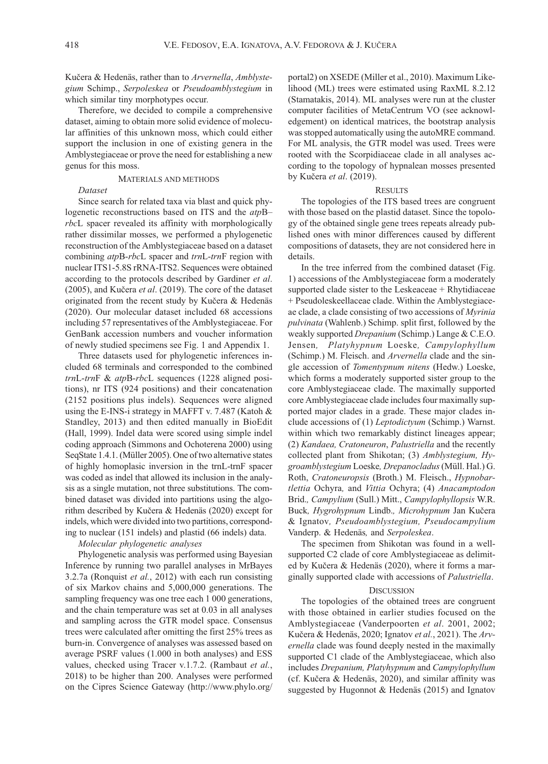Kučera & Hedenäs, rather than to *Arvernella*, *Amblystegium* Schimp., *Serpoleskea* or *Pseudoamblystegium* in which similar tiny morphotypes occur.

Therefore, we decided to compile a comprehensive dataset, aiming to obtain more solid evidence of molecular affinities of this unknown moss, which could either support the inclusion in one of existing genera in the Amblystegiaceae or prove the need for establishing a new genus for this moss.

## MATERIALS AND METHODS

### *Dataset*

Since search for related taxa via blast and quick phylogenetic reconstructions based on ITS and the *atp*B–*rbc*L spacer revealed its affinity with morphologically rather dissimilar mosses, we performed a phylogenetic reconstruction of the Amblystegiaceae based on a dataset combining *atp*B-*rbc*L spacer and *trn*L-*trn*F region with nuclear ITS1-5.8S rRNA-ITS2. Sequences were obtained according to the protocols described by Gardiner *et al*. (2005), and Kučera *et al*. (2019). The core of the dataset originated from the recent study by Kučera & Hedenäs (2020). Our molecular dataset included 68 accessions including 57 representatives of the Amblystegiaceae. For GenBank accession numbers and voucher information of newly studied specimens see Fig. 1 and Appendix 1.

Three datasets used for phylogenetic inferences included 68 terminals and corresponded to the combined *trn*L-*trn*F & *atp*B-*rbc*L sequences (1228 aligned positions), nr ITS (924 positions) and their concatenation (2152 positions plus indels). Sequences were aligned using the E-INS-i strategy in MAFFT v. 7.487 (Katoh & Standley, 2013) and then edited manually in BioEdit (Hall, 1999). Indel data were scored using simple indel coding approach (Simmons and Ochoterena 2000) using SeqState 1.4.1. (Müller 2005). One of two alternative states of highly homoplasic inversion in the trnL-trnF spacer was coded as indel that allowed its inclusion in the analysis as a single mutation, not three substitutions. The combined dataset was divided into partitions using the algorithm described by Kučera & Hedenäs (2020) except for indels, which were divided into two partitions, corresponding to nuclear (151 indels) and plastid (66 indels) data.

### *Molecular phylogenetic analyses*

Phylogenetic analysis was performed using Bayesian Inference by running two parallel analyses in MrBayes 3.2.7a (Ronquist *et al.*, 2012) with each run consisting of six Markov chains and 5,000,000 generations. The sampling frequency was one tree each 1 000 generations, and the chain temperature was set at 0.03 in all analyses and sampling across the GTR model space. Consensus trees were calculated after omitting the first 25% trees as burn-in. Convergence of analyses was assessed based on average PSRF values (1.000 in both analyses) and ESS values, checked using Tracer v.1.7.2. (Rambaut *et al.*, 2018) to be higher than 200. Analyses were performed on the Cipres Science Gateway (http://www.phylo.org/portal2) on XSEDE (Miller et al., 2010). Maximum Likelihood (ML) trees were estimated using RaxML 8.2.12 (Stamatakis, 2014). ML analyses were run at the cluster computer facilities of MetaCentrum VO (see acknowledgement) on identical matrices, the bootstrap analysis was stopped automatically using the autoMRE command. For ML analysis, the GTR model was used. Trees were rooted with the Scorpidiaceae clade in all analyses according to the topology of hypnalean mosses presented by Kučera *et al*. (2019).

## RESULTS

The topologies of the ITS based trees are congruent with those based on the plastid dataset. Since the topology of the obtained single gene trees repeats already published ones with minor differences caused by different compositions of datasets, they are not considered here in details.

In the tree inferred from the combined dataset (Fig. 1) accessions of the Amblystegiaceae form a moderately supported clade sister to the Leskeaceae + Rhytidiaceae + Pseudoleskeellaceae clade. Within the Amblystegiaceae clade, a clade consisting of two accessions of *Myrinia pulvinata* (Wahlenb.) Schimp. split first, followed by the weakly supported *Drepanium* (Schimp.) Lange & C.E.O. Jensen*, Platyhypnum* Loeske*, Campylophyllum* (Schimp.) M. Fleisch. and *Arvernella* clade and the single accession of *Tomentypnum nitens* (Hedw.) Loeske, which forms a moderately supported sister group to the core Amblystegiaceae clade. The maximally supported core Amblystegiaceae clade includes four maximally supported major clades in a grade. These major clades include accessions of (1) *Leptodictyum* (Schimp.) Warnst. within which two remarkably distinct lineages appear; (2) *Kandaea, Cratoneuron*, *Palustriella* and the recently collected plant from Shikotan; (3) *Amblystegium, Hygroamblystegium* Loeske*, Drepanocladus* (Müll. Hal.) G. Roth, *Cratoneuropsis* (Broth.) M. Fleisch., *Hypnobartlettia* Ochyra*,* and *Vittia* Ochyra; (4) *Anacamptodon* Brid.*, Campylium* (Sull.) Mitt., *Campylophyllopsis* W.R. Buck*, Hygrohypnum* Lindb.*, Microhypnum* Jan Kučera & Ignatov*, Pseudoamblystegium, Pseudocampylium* Vanderp. & Hedenäs*,* and *Serpoleskea*.

The specimen from Shikotan was found in a well-supported C2 clade of core Amblystegiaceae as delimited by Kučera & Hedenäs (2020), where it forms a marginally supported clade with accessions of *Palustriella*.

## DISCUSSION

The topologies of the obtained trees are congruent with those obtained in earlier studies focused on the Amblystegiaceae (Vanderpoorten *et al*. 2001, 2002; Kučera & Hedenäs, 2020; Ignatov *et al.*, 2021). The *Arvernella* clade was found deeply nested in the maximally supported C1 clade of the Amblystegiaceae, which also includes *Drepanium, Platyhypnum* and *Campylophyllum* (cf. Kučera & Hedenäs, 2020), and similar affinity was suggested by Hugonnot & Hedenäs (2015) and Ignatov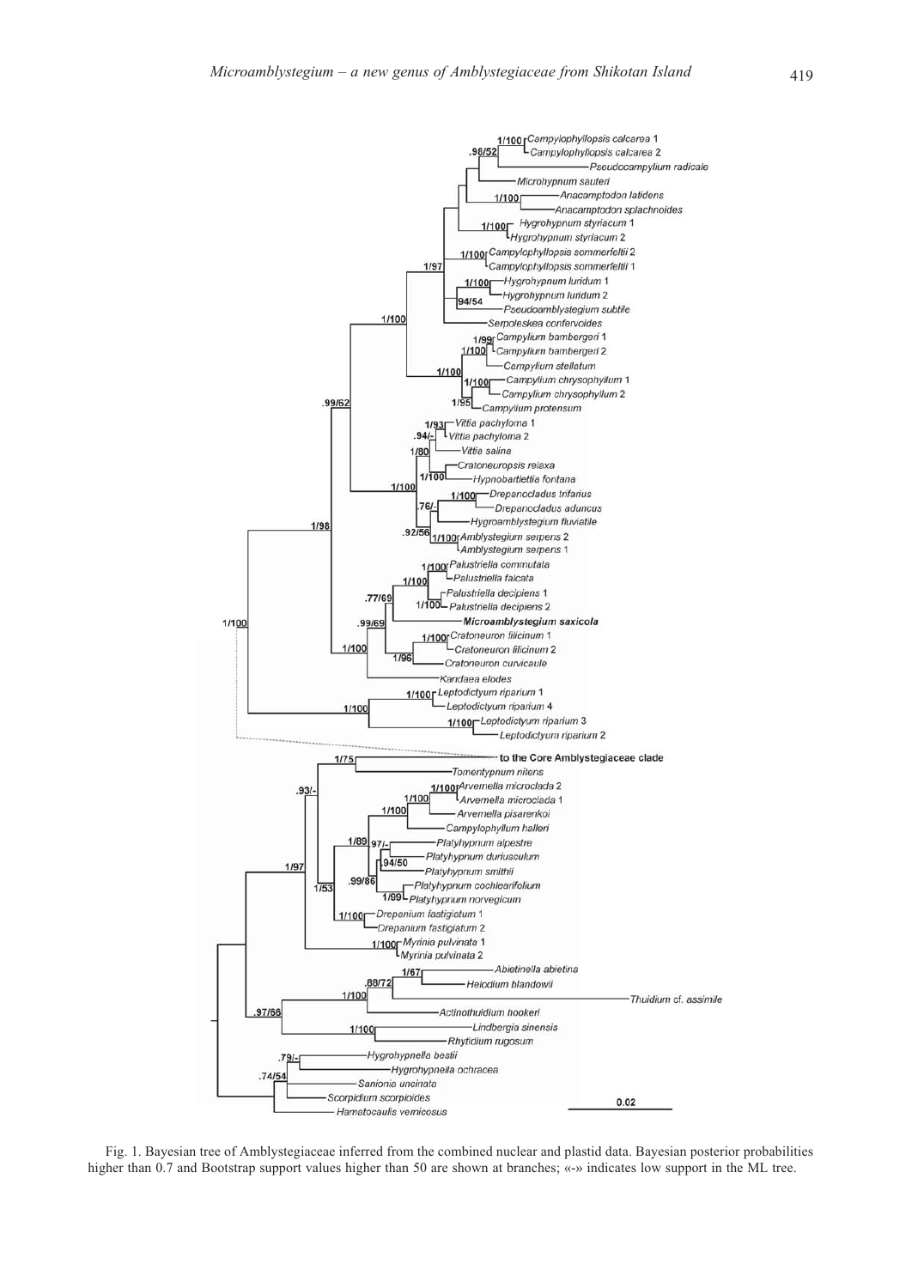Fig. 1. Bayesian tree of Amblystegiaceae inferred from the combined nuclear and plastid data. Bayesian posterior probabilities higher than 0.7 and Bootstrap support values higher than 50 are shown at branches; «-» indicates low support in the ML tree.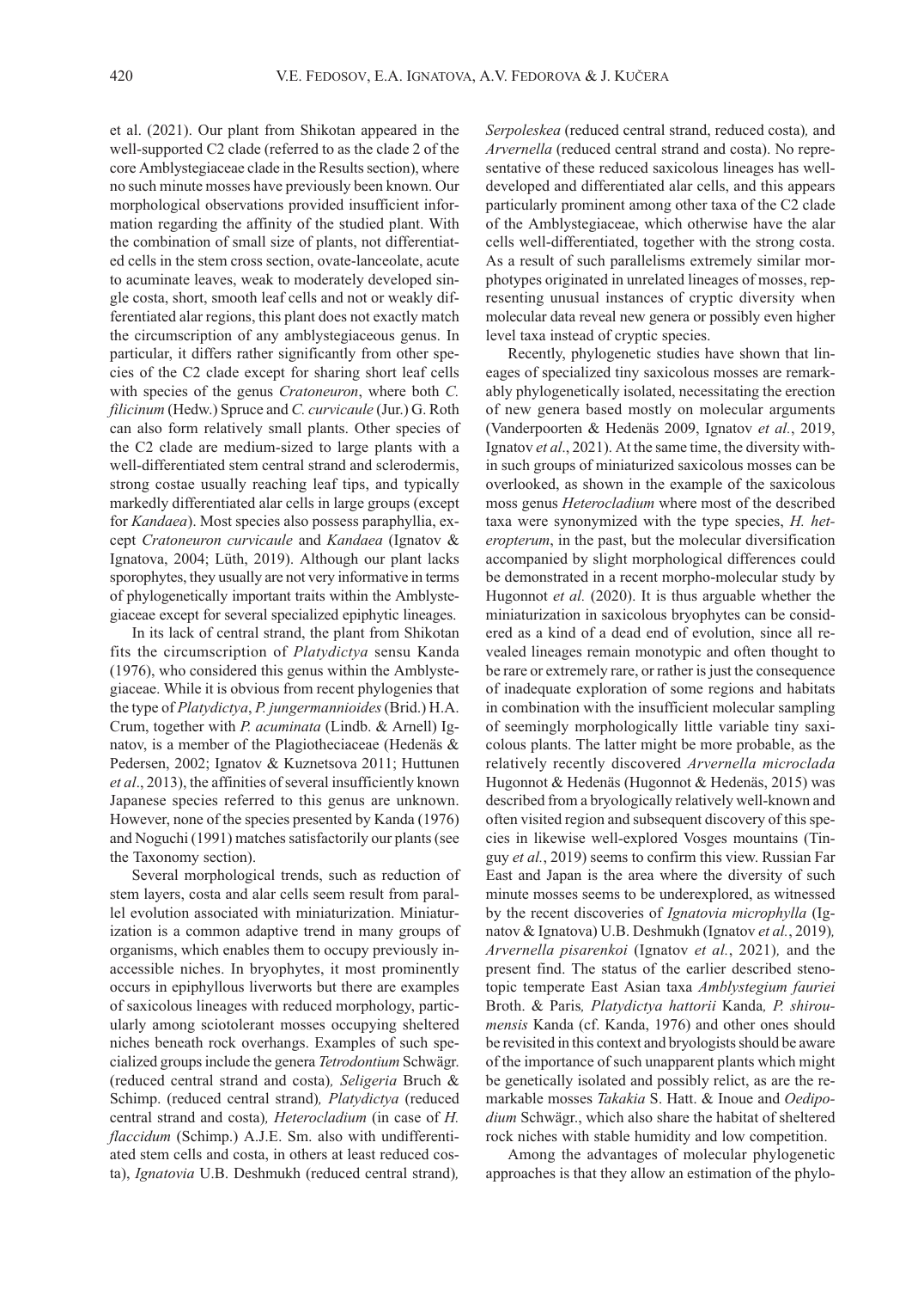et al. (2021). Our plant from Shikotan appeared in the well-supported C2 clade (referred to as the clade 2 of the core Amblystegiaceae clade in the Results section), where no such minute mosses have previously been known. Our morphological observations provided insufficient information regarding the affinity of the studied plant. With the combination of small size of plants, not differentiated cells in the stem cross section, ovate-lanceolate, acute to acuminate leaves, weak to moderately developed single costa, short, smooth leaf cells and not or weakly differentiated alar regions, this plant does not exactly match the circumscription of any amblystegiaceous genus. In particular, it differs rather significantly from other species of the C2 clade except for sharing short leaf cells with species of the genus *Cratoneuron*, where both *C. filicinum* (Hedw.) Spruce and *C. curvicaule* (Jur.) G. Roth can also form relatively small plants. Other species of the C2 clade are medium-sized to large plants with a well-differentiated stem central strand and sclerodermis, strong costae usually reaching leaf tips, and typically markedly differentiated alar cells in large groups (except for *Kandaea*). Most species also possess paraphyllia, except *Cratoneuron curvicaule* and *Kandaea* (Ignatov & Ignatova, 2004; Lüth, 2019). Although our plant lacks sporophytes, they usually are not very informative in terms of phylogenetically important traits within the Amblystegiaceae except for several specialized epiphytic lineages.

In its lack of central strand, the plant from Shikotan fits the circumscription of *Platydictya* sensu Kanda (1976), who considered this genus within the Amblystegiaceae. While it is obvious from recent phylogenies that the type of *Platydictya*, *P. jungermannioides* (Brid.) H.A. Crum, together with *P. acuminata* (Lindb. & Arnell) Ignatov, is a member of the Plagiotheciaceae (Hedenäs & Pedersen, 2002; Ignatov & Kuznetsova 2011; Huttunen *et al*., 2013), the affinities of several insufficiently known Japanese species referred to this genus are unknown. However, none of the species presented by Kanda (1976) and Noguchi (1991) matches satisfactorily our plants (see the Taxonomy section).

Several morphological trends, such as reduction of stem layers, costa and alar cells seem result from parallel evolution associated with miniaturization. Miniaturization is a common adaptive trend in many groups of organisms, which enables them to occupy previously inaccessible niches. In bryophytes, it most prominently occurs in epiphyllous liverworts but there are examples of saxicolous lineages with reduced morphology, particularly among sciotolerant mosses occupying sheltered niches beneath rock overhangs. Examples of such specialized groups include the genera *Tetrodontium* Schwägr. (reduced central strand and costa)*, Seligeria* Bruch & Schimp. (reduced central strand)*, Platydictya* (reduced central strand and costa)*, Heterocladium* (in case of *H. flaccidum* (Schimp.) A.J.E. Sm. also with undifferentiated stem cells and costa, in others at least reduced costa), *Ignatovia* U.B. Deshmukh (reduced central strand)*, Serpoleskea* (reduced central strand, reduced costa)*,* and *Arvernella* (reduced central strand and costa). No representative of these reduced saxicolous lineages has well-developed and differentiated alar cells, and this appears particularly prominent among other taxa of the C2 clade of the Amblystegiaceae, which otherwise have the alar cells well-differentiated, together with the strong costa. As a result of such parallelisms extremely similar morphotypes originated in unrelated lineages of mosses, representing unusual instances of cryptic diversity when molecular data reveal new genera or possibly even higher level taxa instead of cryptic species.

Recently, phylogenetic studies have shown that lineages of specialized tiny saxicolous mosses are remarkably phylogenetically isolated, necessitating the erection of new genera based mostly on molecular arguments (Vanderpoorten & Hedenäs 2009, Ignatov *et al.*, 2019, Ignatov *et al*., 2021). At the same time, the diversity within such groups of miniaturized saxicolous mosses can be overlooked, as shown in the example of the saxicolous moss genus *Heterocladium* where most of the described taxa were synonymized with the type species, *H. heteropterum*, in the past, but the molecular diversification accompanied by slight morphological differences could be demonstrated in a recent morpho-molecular study by Hugonnot *et al.* (2020). It is thus arguable whether the miniaturization in saxicolous bryophytes can be considered as a kind of a dead end of evolution, since all revealed lineages remain monotypic and often thought to be rare or extremely rare, or rather is just the consequence of inadequate exploration of some regions and habitats in combination with the insufficient molecular sampling of seemingly morphologically little variable tiny saxicolous plants. The latter might be more probable, as the relatively recently discovered *Arvernella microclada* Hugonnot & Hedenäs (Hugonnot & Hedenäs, 2015) was described from a bryologically relatively well-known and often visited region and subsequent discovery of this species in likewise well-explored Vosges mountains (Tinguy *et al.*, 2019) seems to confirm this view. Russian Far East and Japan is the area where the diversity of such minute mosses seems to be underexplored, as witnessed by the recent discoveries of *Ignatovia microphylla* (Ignatov & Ignatova) U.B. Deshmukh (Ignatov *et al.*, 2019)*, Arvernella pisarenkoi* (Ignatov *et al.*, 2021)*,* and the present find. The status of the earlier described stenotopic temperate East Asian taxa *Amblystegium fauriei* Broth. & Paris*, Platydictya hattorii* Kanda*, P. shiroumensis* Kanda (cf. Kanda, 1976) and other ones should be revisited in this context and bryologists should be aware of the importance of such unapparent plants which might be genetically isolated and possibly relict, as are the remarkable mosses *Takakia* S. Hatt. & Inoue and *Oedipodium* Schwägr., which also share the habitat of sheltered rock niches with stable humidity and low competition.

Among the advantages of molecular phylogenetic approaches is that they allow an estimation of the phylo-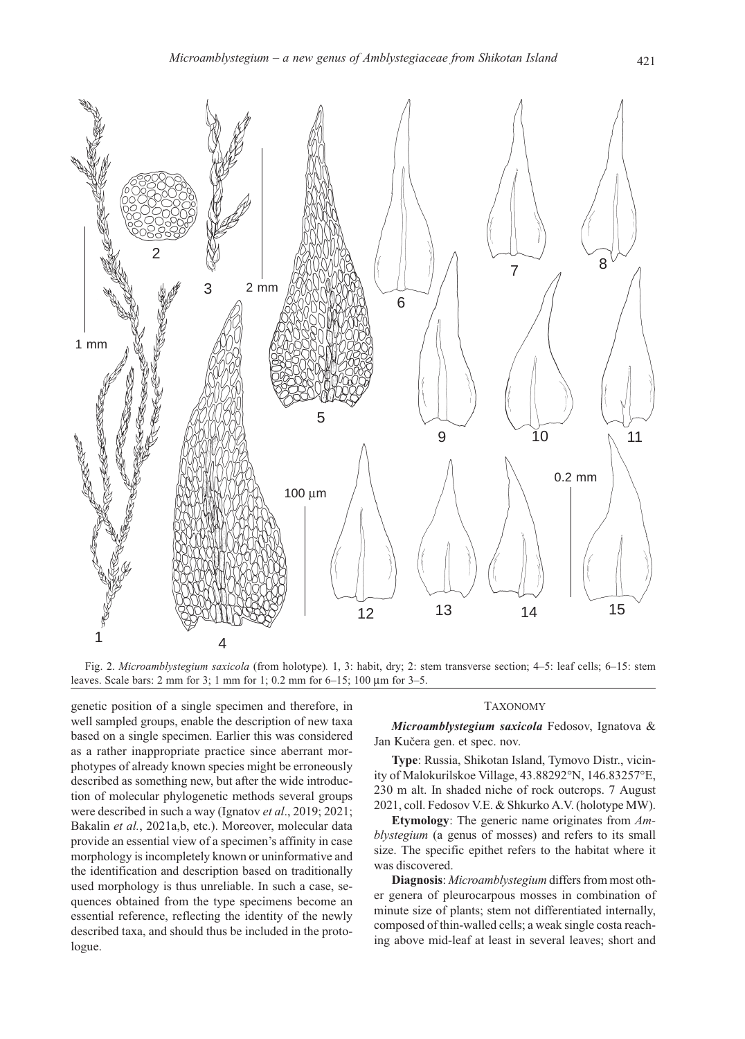Fig. 2. *Microamblystegium saxicola* (from holotype). 1, 3: habit, dry; 2: stem transverse section; 4–5: leaf cells; 6–15: stem leaves. Scale bars: 2 mm for 3; 1 mm for 1; 0.2 mm for 6–15; 100 μm for 3–5.

genetic position of a single specimen and therefore, in well sampled groups, enable the description of new taxa based on a single specimen. Earlier this was considered as a rather inappropriate practice since aberrant morphotypes of already known species might be erroneously described as something new, but after the wide introduction of molecular phylogenetic methods several groups were described in such a way (Ignatov *et al*., 2019; 2021; Bakalin *et al.*, 2021a,b, etc.). Moreover, molecular data provide an essential view of a specimen's affinity in case morphology is incompletely known or uninformative and the identification and description based on traditionally used morphology is thus unreliable. In such a case, sequences obtained from the type specimens become an essential reference, reflecting the identity of the newly described taxa, and should thus be included in the protologue.

## TAXONOMY

***Microamblystegium saxicola*** Fedosov, Ignatova & Jan Kučera gen. et spec. nov.

**Type**: Russia, Shikotan Island, Tymovo Distr., vicinity of Malokurilskoe Village, 43.88292°N, 146.83257°E, 230 m alt. In shaded niche of rock outcrops. 7 August 2021, coll. Fedosov V.E. & Shkurko A.V. (holotype MW).

**Etymology**: The generic name originates from *Amblystegium* (a genus of mosses) and refers to its small size. The specific epithet refers to the habitat where it was discovered.

**Diagnosis**: *Microamblystegium* differs from most other genera of pleurocarpous mosses in combination of minute size of plants; stem not differentiated internally, composed of thin-walled cells; a weak single costa reaching above mid-leaf at least in several leaves; short and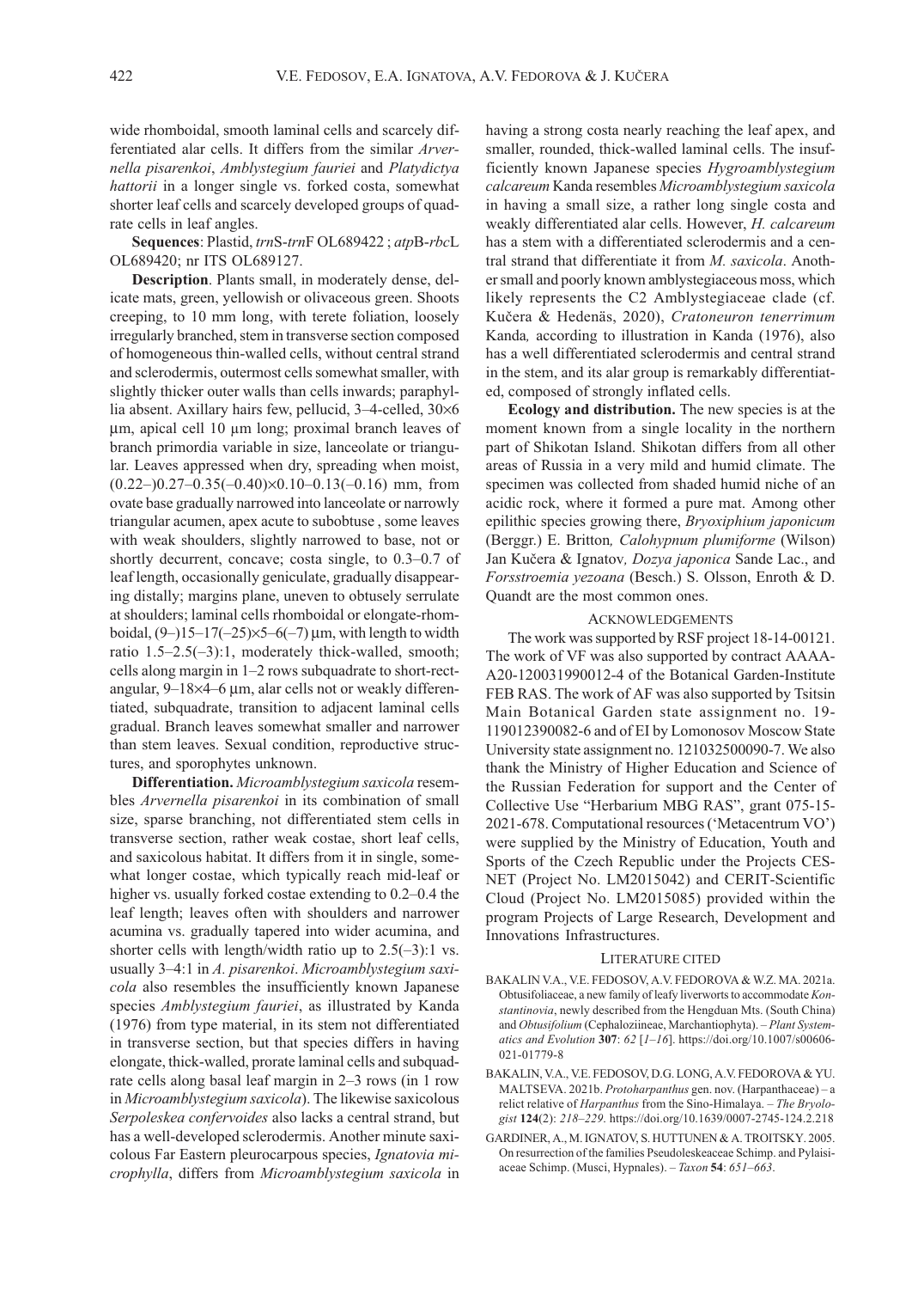wide rhomboidal, smooth laminal cells and scarcely differentiated alar cells. It differs from the similar *Arvernella pisarenkoi*, *Amblystegium fauriei* and *Platydictya hattorii* in a longer single vs. forked costa, somewhat shorter leaf cells and scarcely developed groups of quadrate cells in leaf angles.

**Sequences**: Plastid, *trn*S-*trn*F OL689422 ; *atp*B-*rbc*L OL689420; nr ITS OL689127.

**Description**. Plants small, in moderately dense, delicate mats, green, yellowish or olivaceous green. Shoots creeping, to 10 mm long, with terete foliation, loosely irregularly branched, stem in transverse section composed of homogeneous thin-walled cells, without central strand and sclerodermis, outermost cells somewhat smaller, with slightly thicker outer walls than cells inwards; paraphyllia absent. Axillary hairs few, pellucid, 3–4-celled, 30×6 µm, apical cell 10 µm long; proximal branch leaves of branch primordia variable in size, lanceolate or triangular. Leaves appressed when dry, spreading when moist, (0.22–)0.27–0.35(–0.40)×0.10–0.13(–0.16) mm, from ovate base gradually narrowed into lanceolate or narrowly triangular acumen, apex acute to subobtuse , some leaves with weak shoulders, slightly narrowed to base, not or shortly decurrent, concave; costa single, to 0.3–0.7 of leaf length, occasionally geniculate, gradually disappearing distally; margins plane, uneven to obtusely serrulate at shoulders; laminal cells rhomboidal or elongate-rhomboidal, (9–)15–17(–25)×5–6(–7) µm, with length to width ratio 1.5–2.5(–3):1, moderately thick-walled, smooth; cells along margin in 1–2 rows subquadrate to short-rectangular, 9–18×4–6 µm, alar cells not or weakly differentiated, subquadrate, transition to adjacent laminal cells gradual. Branch leaves somewhat smaller and narrower than stem leaves. Sexual condition, reproductive structures, and sporophytes unknown.

**Differentiation.** *Microamblystegium saxicola* resembles *Arvernella pisarenkoi* in its combination of small size, sparse branching, not differentiated stem cells in transverse section, rather weak costae, short leaf cells, and saxicolous habitat. It differs from it in single, somewhat longer costae, which typically reach mid-leaf or higher vs. usually forked costae extending to 0.2–0.4 the leaf length; leaves often with shoulders and narrower acumina vs. gradually tapered into wider acumina, and shorter cells with length/width ratio up to 2.5(–3):1 vs. usually 3–4:1 in *A. pisarenkoi*. *Microamblystegium saxicola* also resembles the insufficiently known Japanese species *Amblystegium fauriei*, as illustrated by Kanda (1976) from type material, in its stem not differentiated in transverse section, but that species differs in having elongate, thick-walled, prorate laminal cells and subquadrate cells along basal leaf margin in 2–3 rows (in 1 row in *Microamblystegium saxicola*). The likewise saxicolous *Serpoleskea confervoides* also lacks a central strand, but has a well-developed sclerodermis. Another minute saxicolous Far Eastern pleurocarpous species, *Ignatovia microphylla*, differs from *Microamblystegium saxicola* in having a strong costa nearly reaching the leaf apex, and smaller, rounded, thick-walled laminal cells. The insufficiently known Japanese species *Hygroamblystegium calcareum* Kanda resembles *Microamblystegium saxicola* in having a small size, a rather long single costa and weakly differentiated alar cells. However, *H. calcareum* has a stem with a differentiated sclerodermis and a central strand that differentiate it from *M. saxicola*. Another small and poorly known amblystegiaceous moss, which likely represents the C2 Amblystegiaceae clade (cf. Kučera & Hedenäs, 2020), *Cratoneuron tenerrimum* Kanda*,* according to illustration in Kanda (1976), also has a well differentiated sclerodermis and central strand in the stem, and its alar group is remarkably differentiated, composed of strongly inflated cells.

**Ecology and distribution.** The new species is at the moment known from a single locality in the northern part of Shikotan Island. Shikotan differs from all other areas of Russia in a very mild and humid climate. The specimen was collected from shaded humid niche of an acidic rock, where it formed a pure mat. Among other epilithic species growing there, *Bryoxiphium japonicum* (Berggr.) E. Britton*, Calohypnum plumiforme* (Wilson) Jan Kučera & Ignatov*, Dozya japonica* Sande Lac., and *Forsstroemia yezoana* (Besch.) S. Olsson, Enroth & D. Quandt are the most common ones.

## ACKNOWLEDGEMENTS

The work was supported by RSF project 18-14-00121. The work of VF was also supported by contract AAAA-A20-120031990012-4 of the Botanical Garden-Institute FEB RAS. The work of AF was also supported by Tsitsin Main Botanical Garden state assignment no. 19-119012390082-6 and of EI by Lomonosov Moscow State University state assignment no. 121032500090-7. We also thank the Ministry of Higher Education and Science of the Russian Federation for support and the Center of Collective Use "Herbarium MBG RAS", grant 075-15-2021-678. Computational resources ('Metacentrum VO') were supplied by the Ministry of Education, Youth and Sports of the Czech Republic under the Projects CESNET (Project No. LM2015042) and CERIT-Scientific Cloud (Project No. LM2015085) provided within the program Projects of Large Research, Development and Innovations Infrastructures.

## LITERATURE CITED

BAKALIN V.A., V.E. FEDOSOV, A.V. FEDOROVA & W.Z. MA. 2021a. Obtusifoliaceae, a new family of leafy liverworts to accommodate *Konstantinovia*, newly described from the Hengduan Mts. (South China) and *Obtusifolium* (Cephaloziineae, Marchantiophyta). – *Plant Systematics and Evolution* **307**: *62* [*1–16*]. https://doi.org/10.1007/s00606-021-01779-8

BAKALIN, V.A., V.E. FEDOSOV, D.G. LONG, A.V. FEDOROVA & YU. MALTSEVA. 2021b. *Protoharpanthus* gen. nov. (Harpanthaceae) – a relict relative of *Harpanthus* from the Sino-Himalaya. – *The Bryologist* **124**(2): *218–229*. https://doi.org/10.1639/0007-2745-124.2.218

GARDINER, A., M. IGNATOV, S. HUTTUNEN & A. TROITSKY. 2005. On resurrection of the families Pseudoleskeaceae Schimp. and Pylaisiaceae Schimp. (Musci, Hypnales). – *Taxon* **54**: *651–663*.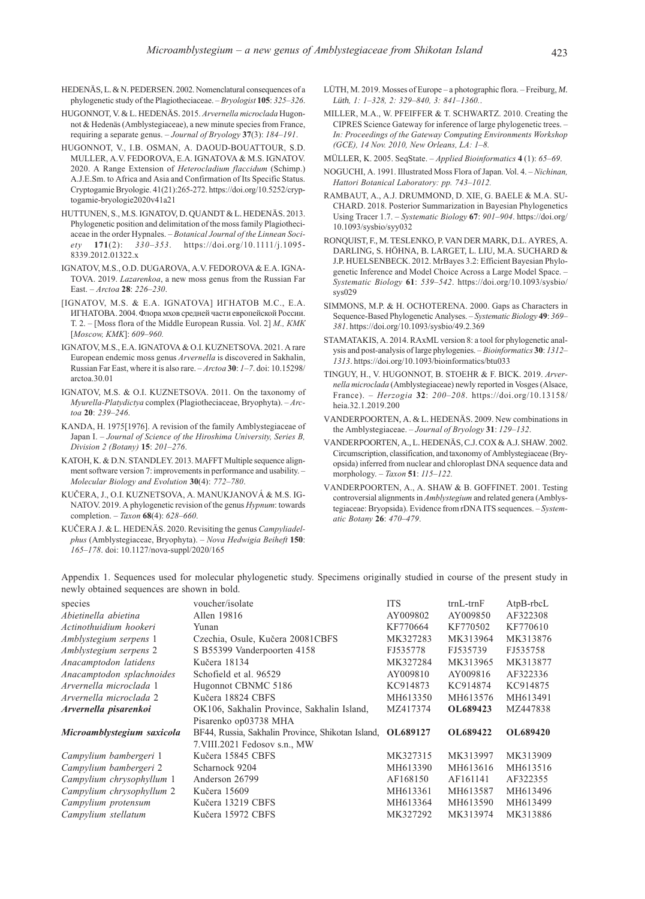HEDENÄS, L. & N. PEDERSEN. 2002. Nomenclatural consequences of a phylogenetic study of the Plagiotheciaceae. – *Bryologist* **105**: *325–326*.

HUGONNOT, V. & L. HEDENÄS. 2015. *Arvernella microclada* Hugonnot & Hedenäs (Amblystegiaceae), a new minute species from France, requiring a separate genus. – *Journal of Bryology* **37**(3): *184–191*.

HUGONNOT, V., I.B. OSMAN, A. DAOUD-BOUATTOUR, S.D. MULLER, A.V. FEDOROVA, E.A. IGNATOVA & M.S. IGNATOV. 2020. A Range Extension of *Heterocladium flaccidum* (Schimp.) A.J.E.Sm. to Africa and Asia and Confirmation of Its Specific Status. Cryptogamie Bryologie. 41(21):265-272. https://doi.org/10.5252/cryptogamie-bryologie2020v41a21

HUTTUNEN, S., M.S. IGNATOV, D. QUANDT & L. HEDENÄS. 2013. Phylogenetic position and delimitation of the moss family Plagiotheciaceae in the order Hypnales. – *Botanical Journal of the Linnean Society* **171**(2): *330–353*. https://doi.org/10.1111/j.1095-8339.2012.01322.x

IGNATOV, M.S., O.D. DUGAROVA, A.V. FEDOROVA & E.A. IGNATOVA. 2019. *Lazarenkoa*, a new moss genus from the Russian Far East. – *Arctoa* **28**: *226–230*.

[IGNATOV, M.S. & E.A. IGNATOVA] ИГНАТОВ М.С., Е.А. ИГНАТОВА. 2004. Флора мхов средней части европейской России. Т. 2. – [Moss flora of the Middle European Russia. Vol. 2] *M., KMK* [*Moscow, KMK*]: *609–960.*

IGNATOV, M.S., E.A. IGNATOVA & O.I. KUZNETSOVA. 2021. A rare European endemic moss genus *Arvernella* is discovered in Sakhalin, Russian Far East, where it is also rare. – *Arctoa* **30**: *1–7*. doi: 10.15298/arctoa.30.01

IGNATOV, M.S. & O.I. KUZNETSOVA. 2011. On the taxonomy of *Myurella-Platydictya* complex (Plagiotheciaceae, Bryophyta). – *Arctoa* **20**: *239–246*.

KANDA, H. 1975[1976]. A revision of the family Amblystegiaceae of Japan I. – *Journal of Science of the Hiroshima University, Series B, Division 2 (Botany)* **15**: *201–276*.

KATOH, K. & D.N. STANDLEY. 2013. MAFFT Multiple sequence alignment software version 7: improvements in performance and usability. – *Molecular Biology and Evolution* **30**(4): *772–780*.

KUČERA, J., O.I. KUZNETSOVA, A. MANUKJANOVÁ & M.S. IGNATOV. 2019. A phylogenetic revision of the genus *Hypnum*: towards completion. – *Taxon* **68**(4): *628–660*.

KUČERA J. & L. HEDENÄS. 2020. Revisiting the genus *Campyliadelphus* (Amblystegiaceae, Bryophyta). – *Nova Hedwigia Beiheft* **150**: *165–178*. doi: 10.1127/nova-suppl/2020/165

LÜTH, M. 2019. Mosses of Europe – a photographic flora. – Freiburg, *M. Lüth, 1: 1–328, 2: 329–840, 3: 841–1360.*.

MILLER, M.A., W. PFEIFFER & T. SCHWARTZ. 2010. Creating the CIPRES Science Gateway for inference of large phylogenetic trees. – *In: Proceedings of the Gateway Computing Environments Workshop (GCE), 14 Nov. 2010, New Orleans, LA: 1–8.*

MÜLLER, K. 2005. SeqState. – *Applied Bioinformatics* **4** (1): *65–69*.

NOGUCHI, A. 1991. Illustrated Moss Flora of Japan. Vol. 4. – *Nichinan, Hattori Botanical Laboratory: pp. 743–1012.*

RAMBAUT, A., A.J. DRUMMOND, D. XIE, G. BAELE & M.A. SUCHARD. 2018. Posterior Summarization in Bayesian Phylogenetics Using Tracer 1.7. – *Systematic Biology* **67**: *901–904*. https://doi.org/10.1093/sysbio/syy032

RONQUIST, F., M. TESLENKO, P. VAN DER MARK, D.L. AYRES, A. DARLING, S. HÖHNA, B. LARGET, L. LIU, M.A. SUCHARD & J.P. HUELSENBECK. 2012. MrBayes 3.2: Efficient Bayesian Phylogenetic Inference and Model Choice Across a Large Model Space. – *Systematic Biology* **61**: *539–542*. https://doi.org/10.1093/sysbio/sys029

SIMMONS, M.P. & H. OCHOTERENA. 2000. Gaps as Characters in Sequence-Based Phylogenetic Analyses. – *Systematic Biology* **49**: *369–381*. https://doi.org/10.1093/sysbio/49.2.369

STAMATAKIS, A. 2014. RAxML version 8: a tool for phylogenetic analysis and post-analysis of large phylogenies. – *Bioinformatics* **30**: *1312–1313*. https://doi.org/10.1093/bioinformatics/btu033

TINGUY, H., V. HUGONNOT, B. STOEHR & F. BICK. 2019. *Arvernella microclada* (Amblystegiaceae) newly reported in Vosges (Alsace, France). – *Herzogia* **32**: *200–208*. https://doi.org/10.13158/heia.32.1.2019.200

VANDERPOORTEN, A. & L. HEDENÄS. 2009. New combinations in the Amblystegiaceae. – *Journal of Bryology* **31**: *129–132*.

VANDERPOORTEN, A., L. HEDENÄS, C.J. COX & A.J. SHAW. 2002. Circumscription, classification, and taxonomy of Amblystegiaceae (Bryopsida) inferred from nuclear and chloroplast DNA sequence data and morphology. – *Taxon* **51**: *115–122.*

VANDERPOORTEN, A., A. SHAW & B. GOFFINET. 2001. Testing controversial alignments in *Amblystegium* and related genera (Amblystegiaceae: Bryopsida). Evidence from rDNA ITS sequences. – *Systematic Botany* **26**: *470–479*.

Appendix 1. Sequences used for molecular phylogenetic study. Specimens originally studied in course of the present study in newly obtained sequences are shown in bold.

| species | voucher/isolate | ITS | trnL-trnF | AtpB-rbcL |
|---|---|---|---|---|
| *Abietinella abietina* | Allen 19816 | AY009802 | AY009850 | AF322308 |
| *Actinothuidium hookeri* | Yunan | KF770664 | KF770502 | KF770610 |
| *Amblystegium serpens* 1 | Czechia, Osule, Kučera 20081CBFS | MK327283 | MK313964 | MK313876 |
| *Amblystegium serpens* 2 | S B55399 Vanderpoorten 4158 | FJ535778 | FJ535739 | FJ535758 |
| *Anacamptodon latidens* | Kučera 18134 | MK327284 | MK313965 | MK313877 |
| *Anacamptodon splachnoides* | Schofield et al. 96529 | AY009810 | AY009816 | AF322336 |
| *Arvernella microclada* 1 | Hugonnot CBNMC 5186 | KC914873 | KC914874 | KC914875 |
| *Arvernella microclada* 2 | Kučera 18824 CBFS | MH613350 | MH613576 | MH613491 |
| ***Arvernella pisarenkoi*** | OK106, Sakhalin Province, Sakhalin Island, Pisarenko op03738 MHA | MZ417374 | **OL689423** | MZ447838 |
| ***Microamblystegium saxicola*** | BF44, Russia, Sakhalin Province, Shikotan Island, 7.VIII.2021 Fedosov s.n., MW | **OL689127** | **OL689422** | **OL689420** |
| *Campylium bambergeri* 1 | Kučera 15845 CBFS | MK327315 | MK313997 | MK313909 |
| *Campylium bambergeri* 2 | Scharnock 9204 | MH613390 | MH613616 | MH613516 |
| *Campylium chrysophyllum* 1 | Anderson 26799 | AF168150 | AF161141 | AF322355 |
| *Campylium chrysophyllum* 2 | Kučera 15609 | MH613361 | MH613587 | MH613496 |
| *Campylium protensum* | Kučera 13219 CBFS | MH613364 | MH613590 | MH613499 |
| *Campylium stellatum* | Kučera 15972 CBFS | MK327292 | MK313974 | MK313886 |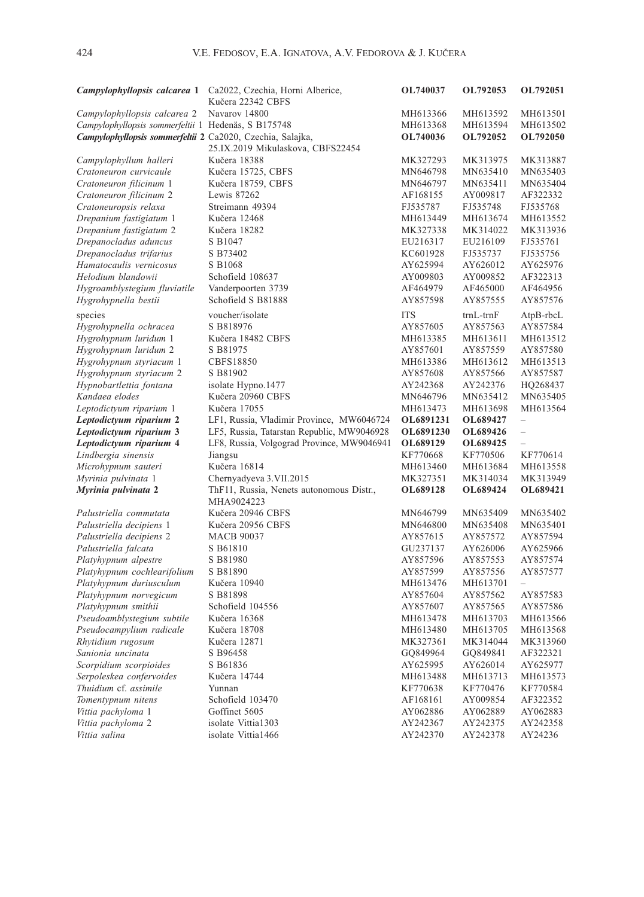| | | | | |
|---|---|---|---|---|
| ***Campylophyllopsis calcarea* 1** | Ca2022, Czechia, Horni Alberice, Kučera 22342 CBFS | **OL740037** | **OL792053** | **OL792051** |
| *Campylophyllopsis calcarea* 2 | Navarov 14800 | MH613366 | MH613592 | MH613501 |
| *Campylophyllopsis sommerfeltii* 1 | Hedenäs, S B175748 | MH613368 | MH613594 | MH613502 |
| ***Campylophyllopsis sommerfeltii* 2** | Ca2020, Czechia, Salajka, 25.IX.2019 Mikulaskova, CBFS22454 | **OL740036** | **OL792052** | **OL792050** |
| *Campylophyllum halleri* | Kučera 18388 | MK327293 | MK313975 | MK313887 |
| *Cratoneuron curvicaule* | Kučera 15725, CBFS | MN646798 | MN635410 | MN635403 |
| *Cratoneuron filicinum* 1 | Kučera 18759, CBFS | MN646797 | MN635411 | MN635404 |
| *Cratoneuron filicinum* 2 | Lewis 87262 | AF168155 | AY009817 | AF322332 |
| *Cratoneuropsis relaxa* | Streimann 49394 | FJ535787 | FJ535748 | FJ535768 |
| *Drepanium fastigiatum* 1 | Kučera 12468 | MH613449 | MH613674 | MH613552 |
| *Drepanium fastigiatum* 2 | Kučera 18282 | MK327338 | MK314022 | MK313936 |
| *Drepanocladus aduncus* | S B1047 | EU216317 | EU216109 | FJ535761 |
| *Drepanocladus trifarius* | S B73402 | KC601928 | FJ535737 | FJ535756 |
| *Hamatocaulis vernicosus* | S B1068 | AY625994 | AY626012 | AY625976 |
| *Helodium blandowii* | Schofield 108637 | AY009803 | AY009852 | AF322313 |
| *Hygroamblystegium fluviatile* | Vanderpoorten 3739 | AF464979 | AF465000 | AF464956 |
| *Hygrohypnella bestii* | Schofield S B81888 | AY857598 | AY857555 | AY857576 |
| species | voucher/isolate | ITS | trnL-trnF | AtpB-rbcL |
| *Hygrohypnella ochracea* | S B818976 | AY857605 | AY857563 | AY857584 |
| *Hygrohypnum luridum* 1 | Kučera 18482 CBFS | MH613385 | MH613611 | MH613512 |
| *Hygrohypnum luridum* 2 | S B81975 | AY857601 | AY857559 | AY857580 |
| *Hygrohypnum styriacum* 1 | CBFS18850 | MH613386 | MH613612 | MH613513 |
| *Hygrohypnum styriacum* 2 | S B81902 | AY857608 | AY857566 | AY857587 |
| *Hypnobartlettia fontana* | isolate Hypno.1477 | AY242368 | AY242376 | HQ268437 |
| *Kandaea elodes* | Kučera 20960 CBFS | MN646796 | MN635412 | MN635405 |
| *Leptodictyum riparium* 1 | Kučera 17055 | MH613473 | MH613698 | MH613564 |
| ***Leptodictyum riparium* 2** | LF1, Russia, Vladimir Province, MW6046724 | **OL6891231** | **OL689427** | – |
| ***Leptodictyum riparium* 3** | LF5, Russia, Tatarstan Republic, MW9046928 | **OL6891230** | **OL689426** | – |
| ***Leptodictyum riparium* 4** | LF8, Russia, Volgograd Province, MW9046941 | **OL689129** | **OL689425** | – |
| *Lindbergia sinensis* | Jiangsu | KF770668 | KF770506 | KF770614 |
| *Microhypnum sauteri* | Kučera 16814 | MH613460 | MH613684 | MH613558 |
| *Myrinia pulvinata* 1 | Chernyadyeva 3.VII.2015 | MK327351 | MK314034 | MK313949 |
| ***Myrinia pulvinata* 2** | ThF11, Russia, Nenets autonomous Distr., MHA9024223 | **OL689128** | **OL689424** | **OL689421** |
| *Palustriella commutata* | Kučera 20946 CBFS | MN646799 | MN635409 | MN635402 |
| *Palustriella decipiens* 1 | Kučera 20956 CBFS | MN646800 | MN635408 | MN635401 |
| *Palustriella decipiens* 2 | MACB 90037 | AY857615 | AY857572 | AY857594 |
| *Palustriella falcata* | S B61810 | GU237137 | AY626006 | AY625966 |
| *Platyhypnum alpestre* | S B81980 | AY857596 | AY857553 | AY857574 |
| *Platyhypnum cochlearifolium* | S B81890 | AY857599 | AY857556 | AY857577 |
| *Platyhypnum duriusculum* | Kučera 10940 | MH613476 | MH613701 | – |
| *Platyhypnum norvegicum* | S B81898 | AY857604 | AY857562 | AY857583 |
| *Platyhypnum smithii* | Schofield 104556 | AY857607 | AY857565 | AY857586 |
| *Pseudoamblystegium subtile* | Kučera 16368 | MH613478 | MH613703 | MH613566 |
| *Pseudocampylium radicale* | Kučera 18708 | MH613480 | MH613705 | MH613568 |
| *Rhytidium rugosum* | Kučera 12871 | MK327361 | MK314044 | MK313960 |
| *Sanionia uncinata* | S B96458 | GQ849964 | GQ849841 | AF322321 |
| *Scorpidium scorpioides* | S B61836 | AY625995 | AY626014 | AY625977 |
| *Serpoleskea confervoides* | Kučera 14744 | MH613488 | MH613713 | MH613573 |
| *Thuidium* cf. *assimile* | Yunnan | KF770638 | KF770476 | KF770584 |
| *Tomentypnum nitens* | Schofield 103470 | AF168161 | AY009854 | AF322352 |
| *Vittia pachyloma* 1 | Goffinet 5605 | AY062886 | AY062889 | AY062883 |
| *Vittia pachyloma* 2 | isolate Vittia1303 | AY242367 | AY242375 | AY242358 |
| *Vittia salina* | isolate Vittia1466 | AY242370 | AY242378 | AY24236 |